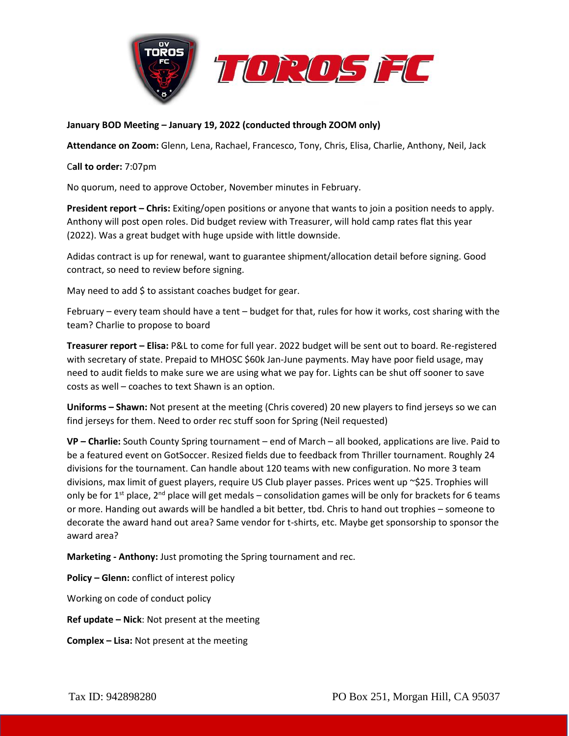**January BOD Meeting – January 19, 2022 (conducted through ZOOM only)**

**Attendance on Zoom:** Glenn, Lena, Rachael, Francesco, Tony, Chris, Elisa, Charlie, Anthony, Neil, Jack

C**all to order:** 7:07pm

No quorum, need to approve October, November minutes in February.

**President report – Chris:** Exiting/open positions or anyone that wants to join a position needs to apply. Anthony will post open roles. Did budget review with Treasurer, will hold camp rates flat this year (2022). Was a great budget with huge upside with little downside.

Adidas contract is up for renewal, want to guarantee shipment/allocation detail before signing. Good contract, so need to review before signing.

May need to add $ to assistant coaches budget for gear.

February – every team should have a tent – budget for that, rules for how it works, cost sharing with the team? Charlie to propose to board

**Treasurer report – Elisa:** P&L to come for full year. 2022 budget will be sent out to board. Re-registered with secretary of state. Prepaid to MHOSC $60k Jan-June payments. May have poor field usage, may need to audit fields to make sure we are using what we pay for. Lights can be shut off sooner to save costs as well – coaches to text Shawn is an option.

**Uniforms – Shawn:** Not present at the meeting (Chris covered) 20 new players to find jerseys so we can find jerseys for them. Need to order rec stuff soon for Spring (Neil requested)

**VP – Charlie:** South County Spring tournament – end of March – all booked, applications are live. Paid to be a featured event on GotSoccer. Resized fields due to feedback from Thriller tournament. Roughly 24 divisions for the tournament. Can handle about 120 teams with new configuration. No more 3 team divisions, max limit of guest players, require US Club player passes. Prices went up ~$25. Trophies will only be for 1st place, 2nd place will get medals – consolidation games will be only for brackets for 6 teams or more. Handing out awards will be handled a bit better, tbd. Chris to hand out trophies – someone to decorate the award hand out area? Same vendor for t-shirts, etc. Maybe get sponsorship to sponsor the award area?

**Marketing - Anthony:** Just promoting the Spring tournament and rec.

**Policy – Glenn:** conflict of interest policy

Working on code of conduct policy

**Ref update – Nick**: Not present at the meeting

**Complex – Lisa:** Not present at the meeting

Tax ID: 942898280 PO Box 251, Morgan Hill, CA 95037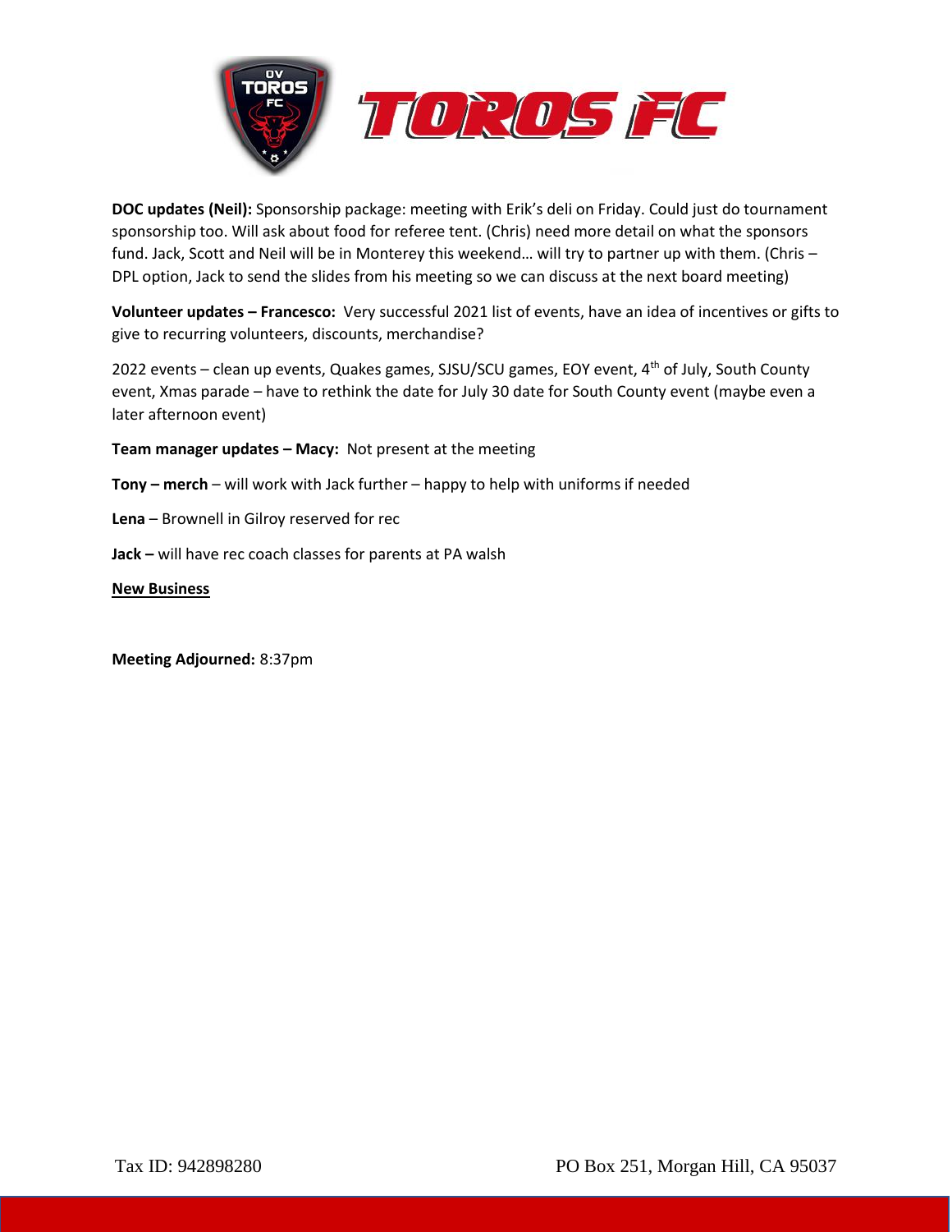**DOC updates (Neil):** Sponsorship package: meeting with Erik's deli on Friday. Could just do tournament sponsorship too. Will ask about food for referee tent. (Chris) need more detail on what the sponsors fund. Jack, Scott and Neil will be in Monterey this weekend… will try to partner up with them. (Chris – DPL option, Jack to send the slides from his meeting so we can discuss at the next board meeting)

**Volunteer updates – Francesco:** Very successful 2021 list of events, have an idea of incentives or gifts to give to recurring volunteers, discounts, merchandise?

2022 events – clean up events, Quakes games, SJSU/SCU games, EOY event, 4th of July, South County event, Xmas parade – have to rethink the date for July 30 date for South County event (maybe even a later afternoon event)

**Team manager updates – Macy:** Not present at the meeting

**Tony – merch** – will work with Jack further – happy to help with uniforms if needed

**Lena** – Brownell in Gilroy reserved for rec

**Jack –** will have rec coach classes for parents at PA walsh

**New Business**

**Meeting Adjourned:** 8:37pm

Tax ID: 942898280 PO Box 251, Morgan Hill, CA 95037